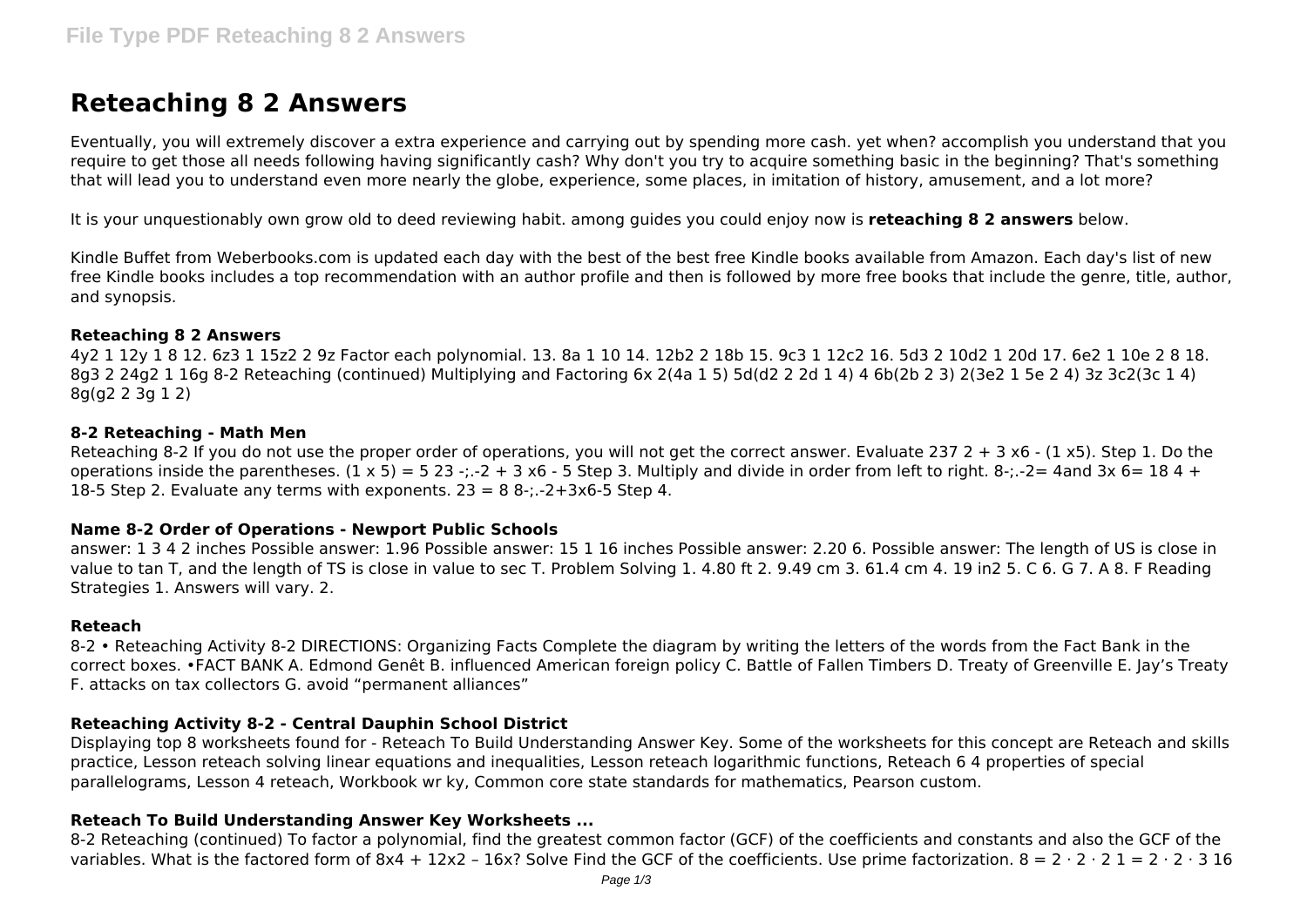# Reteaching 8 2 Answers

Eventually, you will extremely discover a extra experience and carrying out by spending more cash. yet when? accomplish you understand that you require to get those all needs following having significantly cash? Why don't you try to acquire something basic in the beginning? That's something that will lead you to understand even more nearly the globe, experience, some places, in imitation of history, amusement, and a lot more?

It is your unquestionably own grow old to deed reviewing habit. among guides you could enjoy now is **reteaching 8 2 answers** below.

Kindle Buffet from Weberbooks.com is updated each day with the best of the best free Kindle books available from Amazon. Each day's list of new free Kindle books includes a top recommendation with an author profile and then is followed by more free books that include the genre, title, author, and synopsis.

### Reteaching 8 2 Answers

4y2 1 12y 1 8 12. 6z3 1 15z2 2 9z Factor each polynomial. 13. 8a 1 10 14. 12b2 2 18b 15. 9c3 1 12c2 16. 5d3 2 10d2 1 20d 17. 6e2 1 10e 2 8 18. 8g3 2 24g2 1 16g 8-2 Reteaching (continued) Multiplying and Factoring 6x 2(4a 1 5) 5d(d2 2 2d 1 4) 4 6b(2b 2 3) 2(3e2 1 5e 2 4) 3z 3c2(3c 1 4) 8g(g2 2 3g 1 2)

### 8-2 Reteaching - Math Men

Reteaching 8-2 If you do not use the proper order of operations, you will not get the correct answer. Evaluate 237 2 + 3 x6 - (1 x5). Step 1. Do the operations inside the parentheses. (1 x 5) = 5 23 -;.-2 + 3 x6 - 5 Step 3. Multiply and divide in order from left to right. 8-;.-2= 4and 3x 6= 18 4 + 18-5 Step 2. Evaluate any terms with exponents. 23 = 8 8-;.-2+3x6-5 Step 4.

### Name 8-2 Order of Operations - Newport Public Schools

answer: 1 3 4 2 inches Possible answer: 1.96 Possible answer: 15 1 16 inches Possible answer: 2.20 6. Possible answer: The length of US is close in value to tan T, and the length of TS is close in value to sec T. Problem Solving 1. 4.80 ft 2. 9.49 cm 3. 61.4 cm 4. 19 in2 5. C 6. G 7. A 8. F Reading Strategies 1. Answers will vary. 2.

### Reteach

8-2 • Reteaching Activity 8-2 DIRECTIONS: Organizing Facts Complete the diagram by writing the letters of the words from the Fact Bank in the correct boxes. •FACT BANK A. Edmond Genêt B. influenced American foreign policy C. Battle of Fallen Timbers D. Treaty of Greenville E. Jay's Treaty F. attacks on tax collectors G. avoid "permanent alliances"

### Reteaching Activity 8-2 - Central Dauphin School District

Displaying top 8 worksheets found for - Reteach To Build Understanding Answer Key. Some of the worksheets for this concept are Reteach and skills practice, Lesson reteach solving linear equations and inequalities, Lesson reteach logarithmic functions, Reteach 6 4 properties of special parallelograms, Lesson 4 reteach, Workbook wr ky, Common core state standards for mathematics, Pearson custom.

### Reteach To Build Understanding Answer Key Worksheets ...

8-2 Reteaching (continued) To factor a polynomial, find the greatest common factor (GCF) of the coefficients and constants and also the GCF of the variables. What is the factored form of 8x4 + 12x2 – 16x? Solve Find the GCF of the coefficients. Use prime factorization. 8 = 2 · 2 · 2 1 = 2 · 2 · 3 16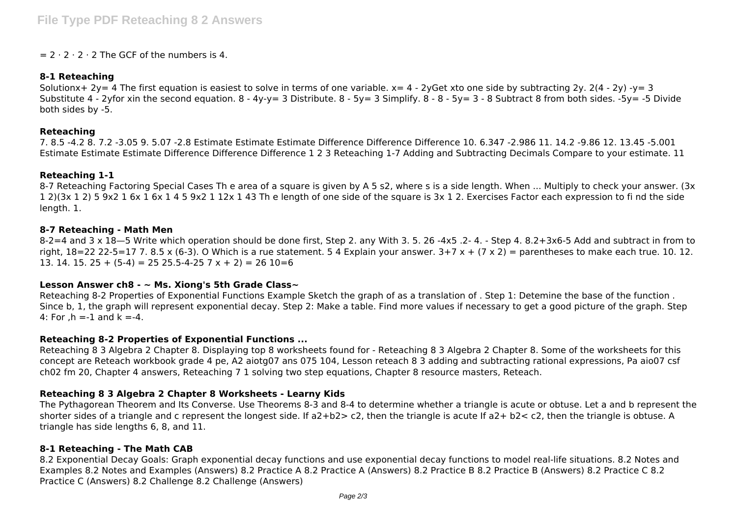$= 2 \cdot 2 \cdot 2 \cdot 2$ The GCF of the numbers is 4.

### 8-1 Reteaching

Solutionx+ 2y= 4 The first equation is easiest to solve in terms of one variable. x= 4 - 2yGet xto one side by subtracting 2y. 2(4 - 2y) -y= 3 Substitute 4 - 2yfor xin the second equation. 8 - 4y-y= 3 Distribute. 8 - 5y= 3 Simplify. 8 - 8 - 5y= 3 - 8 Subtract 8 from both sides. -5y= -5 Divide both sides by -5.

### Reteaching

7. 8.5 -4.2 8. 7.2 -3.05 9. 5.07 -2.8 Estimate Estimate Estimate Difference Difference Difference 10. 6.347 -2.986 11. 14.2 -9.86 12. 13.45 -5.001 Estimate Estimate Estimate Difference Difference Difference 1 2 3 Reteaching 1-7 Adding and Subtracting Decimals Compare to your estimate. 11

### Reteaching 1-1

8-7 Reteaching Factoring Special Cases Th e area of a square is given by A 5 s2, where s is a side length. When ... Multiply to check your answer. (3x 1 2)(3x 1 2) 5 9x2 1 6x 1 6x 1 4 5 9x2 1 12x 1 43 Th e length of one side of the square is 3x 1 2. Exercises Factor each expression to fi nd the side length. 1.

### 8-7 Reteaching - Math Men

8-2=4 and 3 x 18—5 Write which operation should be done first, Step 2. any With 3. 5. 26 -4x5 .2- 4. - Step 4. 8.2+3x6-5 Add and subtract in from to right, 18=22 22-5=17 7. 8.5 x (6-3). O Which is a rue statement. 5 4 Explain your answer. 3+7 x + (7 x 2) = parentheses to make each true. 10. 12. 13. 14. 15. 25 + (5-4) = 25 25.5-4-25 7 x + 2) = 26 10=6

### Lesson Answer ch8 - ~ Ms. Xiong's 5th Grade Class~

Reteaching 8-2 Properties of Exponential Functions Example Sketch the graph of as a translation of . Step 1: Detemine the base of the function . Since b, 1, the graph will represent exponential decay. Step 2: Make a table. Find more values if necessary to get a good picture of the graph. Step 4: For ,h =-1 and k =-4.

### Reteaching 8-2 Properties of Exponential Functions ...

Reteaching 8 3 Algebra 2 Chapter 8. Displaying top 8 worksheets found for - Reteaching 8 3 Algebra 2 Chapter 8. Some of the worksheets for this concept are Reteach workbook grade 4 pe, A2 aiotg07 ans 075 104, Lesson reteach 8 3 adding and subtracting rational expressions, Pa aio07 csf ch02 fm 20, Chapter 4 answers, Reteaching 7 1 solving two step equations, Chapter 8 resource masters, Reteach.

### Reteaching 8 3 Algebra 2 Chapter 8 Worksheets - Learny Kids

The Pythagorean Theorem and Its Converse. Use Theorems 8-3 and 8-4 to determine whether a triangle is acute or obtuse. Let a and b represent the shorter sides of a triangle and c represent the longest side. If $a^2+b^2> c^2$, then the triangle is acute If $a^2+ b^2< c^2$, then the triangle is obtuse. A triangle has side lengths 6, 8, and 11.

### 8-1 Reteaching - The Math CAB

8.2 Exponential Decay Goals: Graph exponential decay functions and use exponential decay functions to model real-life situations. 8.2 Notes and Examples 8.2 Notes and Examples (Answers) 8.2 Practice A 8.2 Practice A (Answers) 8.2 Practice B 8.2 Practice B (Answers) 8.2 Practice C 8.2 Practice C (Answers) 8.2 Challenge 8.2 Challenge (Answers)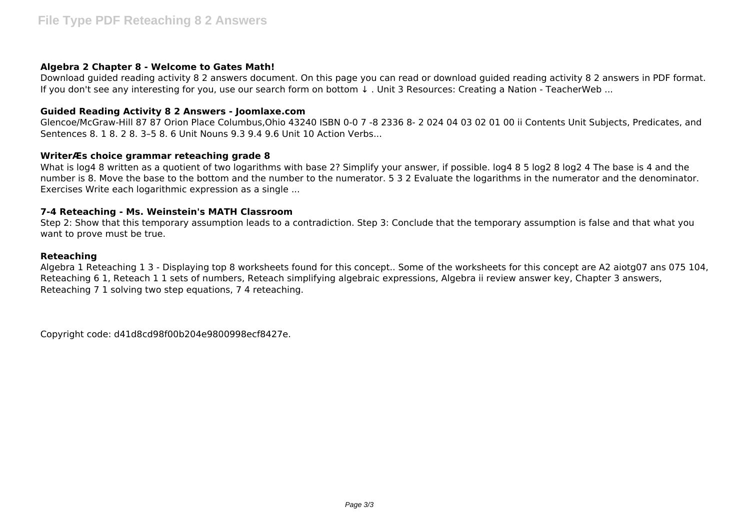### Algebra 2 Chapter 8 - Welcome to Gates Math!

Download guided reading activity 8 2 answers document. On this page you can read or download guided reading activity 8 2 answers in PDF format. If you don't see any interesting for you, use our search form on bottom ↓ . Unit 3 Resources: Creating a Nation - TeacherWeb ...

### Guided Reading Activity 8 2 Answers - Joomlaxe.com

Glencoe/McGraw-Hill 87 87 Orion Place Columbus,Ohio 43240 ISBN 0-0 7 -8 2336 8- 2 024 04 03 02 01 00 ii Contents Unit Subjects, Predicates, and Sentences 8. 1 8. 2 8. 3–5 8. 6 Unit Nouns 9.3 9.4 9.6 Unit 10 Action Verbs...

### WriterÆs choice grammar reteaching grade 8

What is log4 8 written as a quotient of two logarithms with base 2? Simplify your answer, if possible. log4 8 5 log2 8 log2 4 The base is 4 and the number is 8. Move the base to the bottom and the number to the numerator. 5 3 2 Evaluate the logarithms in the numerator and the denominator. Exercises Write each logarithmic expression as a single ...

### 7-4 Reteaching - Ms. Weinstein's MATH Classroom

Step 2: Show that this temporary assumption leads to a contradiction. Step 3: Conclude that the temporary assumption is false and that what you want to prove must be true.

### Reteaching

Algebra 1 Reteaching 1 3 - Displaying top 8 worksheets found for this concept.. Some of the worksheets for this concept are A2 aiotg07 ans 075 104, Reteaching 6 1, Reteach 1 1 sets of numbers, Reteach simplifying algebraic expressions, Algebra ii review answer key, Chapter 3 answers, Reteaching 7 1 solving two step equations, 7 4 reteaching.

Copyright code: d41d8cd98f00b204e9800998ecf8427e.